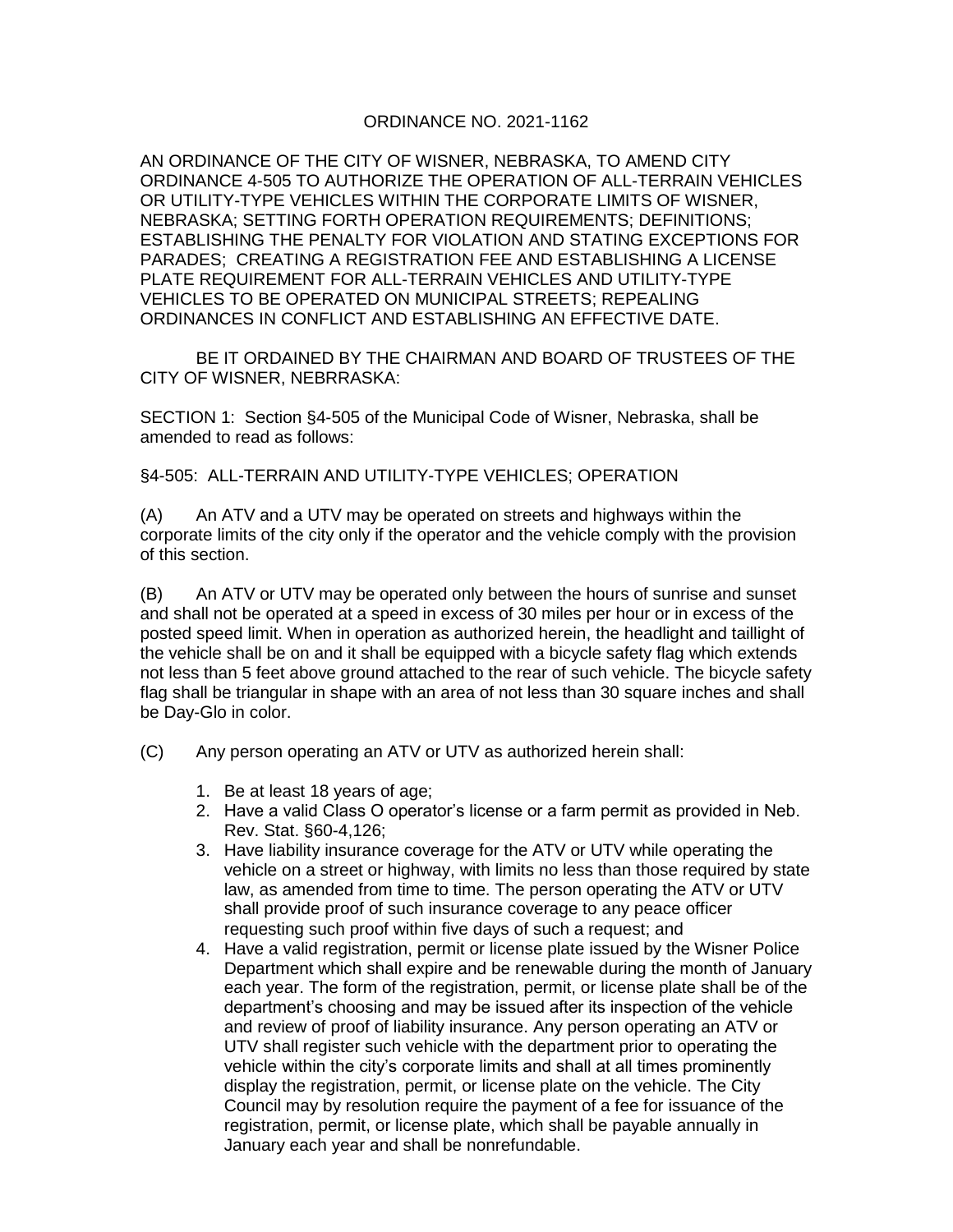# ORDINANCE NO. 2021-1162

AN ORDINANCE OF THE CITY OF WISNER, NEBRASKA, TO AMEND CITY ORDINANCE 4-505 TO AUTHORIZE THE OPERATION OF ALL-TERRAIN VEHICLES OR UTILITY-TYPE VEHICLES WITHIN THE CORPORATE LIMITS OF WISNER, NEBRASKA; SETTING FORTH OPERATION REQUIREMENTS; DEFINITIONS; ESTABLISHING THE PENALTY FOR VIOLATION AND STATING EXCEPTIONS FOR PARADES; CREATING A REGISTRATION FEE AND ESTABLISHING A LICENSE PLATE REQUIREMENT FOR ALL-TERRAIN VEHICLES AND UTILITY-TYPE VEHICLES TO BE OPERATED ON MUNICIPAL STREETS; REPEALING ORDINANCES IN CONFLICT AND ESTABLISHING AN EFFECTIVE DATE.

BE IT ORDAINED BY THE CHAIRMAN AND BOARD OF TRUSTEES OF THE CITY OF WISNER, NEBRRASKA:

SECTION 1: Section §4-505 of the Municipal Code of Wisner, Nebraska, shall be amended to read as follows:

§4-505: ALL-TERRAIN AND UTILITY-TYPE VEHICLES; OPERATION

(A) An ATV and a UTV may be operated on streets and highways within the corporate limits of the city only if the operator and the vehicle comply with the provision of this section.

(B) An ATV or UTV may be operated only between the hours of sunrise and sunset and shall not be operated at a speed in excess of 30 miles per hour or in excess of the posted speed limit. When in operation as authorized herein, the headlight and taillight of the vehicle shall be on and it shall be equipped with a bicycle safety flag which extends not less than 5 feet above ground attached to the rear of such vehicle. The bicycle safety flag shall be triangular in shape with an area of not less than 30 square inches and shall be Day-Glo in color.

(C) Any person operating an ATV or UTV as authorized herein shall:

1. Be at least 18 years of age;
2. Have a valid Class O operator's license or a farm permit as provided in Neb. Rev. Stat. §60-4,126;
3. Have liability insurance coverage for the ATV or UTV while operating the vehicle on a street or highway, with limits no less than those required by state law, as amended from time to time. The person operating the ATV or UTV shall provide proof of such insurance coverage to any peace officer requesting such proof within five days of such a request; and
4. Have a valid registration, permit or license plate issued by the Wisner Police Department which shall expire and be renewable during the month of January each year. The form of the registration, permit, or license plate shall be of the department's choosing and may be issued after its inspection of the vehicle and review of proof of liability insurance. Any person operating an ATV or UTV shall register such vehicle with the department prior to operating the vehicle within the city's corporate limits and shall at all times prominently display the registration, permit, or license plate on the vehicle. The City Council may by resolution require the payment of a fee for issuance of the registration, permit, or license plate, which shall be payable annually in January each year and shall be nonrefundable.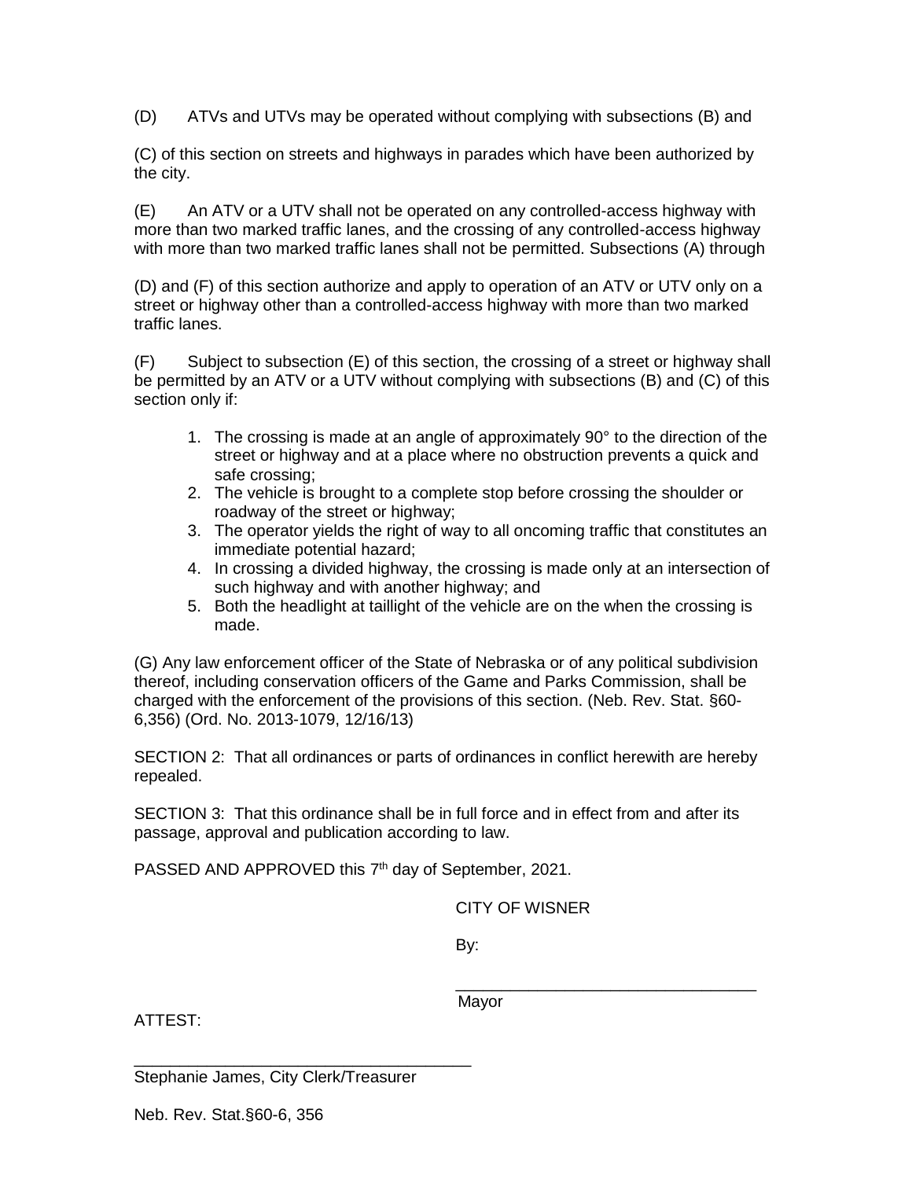(D) ATVs and UTVs may be operated without complying with subsections (B) and

(C) of this section on streets and highways in parades which have been authorized by the city.

(E) An ATV or a UTV shall not be operated on any controlled-access highway with more than two marked traffic lanes, and the crossing of any controlled-access highway with more than two marked traffic lanes shall not be permitted. Subsections (A) through

(D) and (F) of this section authorize and apply to operation of an ATV or UTV only on a street or highway other than a controlled-access highway with more than two marked traffic lanes.

(F) Subject to subsection (E) of this section, the crossing of a street or highway shall be permitted by an ATV or a UTV without complying with subsections (B) and (C) of this section only if:

1. The crossing is made at an angle of approximately 90° to the direction of the street or highway and at a place where no obstruction prevents a quick and safe crossing;
2. The vehicle is brought to a complete stop before crossing the shoulder or roadway of the street or highway;
3. The operator yields the right of way to all oncoming traffic that constitutes an immediate potential hazard;
4. In crossing a divided highway, the crossing is made only at an intersection of such highway and with another highway; and
5. Both the headlight at taillight of the vehicle are on the when the crossing is made.

(G) Any law enforcement officer of the State of Nebraska or of any political subdivision thereof, including conservation officers of the Game and Parks Commission, shall be charged with the enforcement of the provisions of this section. (Neb. Rev. Stat. §60-6,356) (Ord. No. 2013-1079, 12/16/13)

SECTION 2: That all ordinances or parts of ordinances in conflict herewith are hereby repealed.

SECTION 3: That this ordinance shall be in full force and in effect from and after its passage, approval and publication according to law.

PASSED AND APPROVED this 7th day of September, 2021.

CITY OF WISNER

By:

\_\_\_\_\_\_\_\_\_\_\_\_\_\_\_\_\_\_\_\_\_\_\_\_\_\_\_\_\_\_\_\_\_\_
Mayor

ATTEST:

\_\_\_\_\_\_\_\_\_\_\_\_\_\_\_\_\_\_\_\_\_\_\_\_\_\_\_\_\_\_\_\_\_\_\_\_\_\_
Stephanie James, City Clerk/Treasurer

Neb. Rev. Stat.§60-6, 356